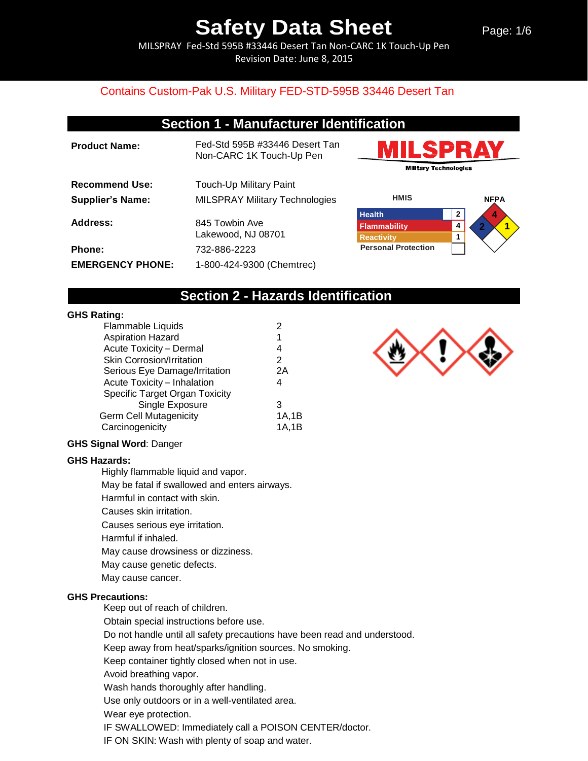# Safety Data Sheet

MILSPRAY Fed-Std 595B #33446 Desert Tan Non-CARC 1K Touch-Up Pen
Revision Date: June 8, 2015

Contains Custom-Pak U.S. Military FED-STD-595B 33446 Desert Tan

## Section 1 - Manufacturer Identification

| | |
|---|---|
| **Product Name:** | Fed-Std 595B #33446 Desert Tan Non-CARC 1K Touch-Up Pen |
| **Recommend Use:** | Touch-Up Military Paint |
| **Supplier's Name:** | MILSPRAY Military Technologies |
| **Address:** | 845 Towbin Ave<br>Lakewood, NJ 08701 |
| **Phone:** | 732-886-2223 |
| **EMERGENCY PHONE:** | 1-800-424-9300 (Chemtrec) |

MILSPRAY Military Technologies

**HMIS**

| | |
|---|---|
| Health | 2 |
| Flammability | 4 |
| Reactivity | 1 |
| Personal Protection | |

**NFPA**

Flammability: 4, Health: 2, Reactivity: 1

## Section 2 - Hazards Identification

**GHS Rating:**

| | |
|---|---|
| Flammable Liquids | 2 |
| Aspiration Hazard | 1 |
| Acute Toxicity – Dermal | 4 |
| Skin Corrosion/Irritation | 2 |
| Serious Eye Damage/Irritation | 2A |
| Acute Toxicity – Inhalation | 4 |
| Specific Target Organ Toxicity Single Exposure | 3 |
| Germ Cell Mutagenicity | 1A,1B |
| Carcinogenicity | 1A,1B |

**GHS Signal Word**: Danger

**GHS Hazards:**

Highly flammable liquid and vapor.
May be fatal if swallowed and enters airways.
Harmful in contact with skin.
Causes skin irritation.
Causes serious eye irritation.
Harmful if inhaled.
May cause drowsiness or dizziness.
May cause genetic defects.
May cause cancer.

**GHS Precautions:**

Keep out of reach of children.
Obtain special instructions before use.
Do not handle until all safety precautions have been read and understood.
Keep away from heat/sparks/ignition sources. No smoking.
Keep container tightly closed when not in use.
Avoid breathing vapor.
Wash hands thoroughly after handling.
Use only outdoors or in a well-ventilated area.
Wear eye protection.
IF SWALLOWED: Immediately call a POISON CENTER/doctor.
IF ON SKIN: Wash with plenty of soap and water.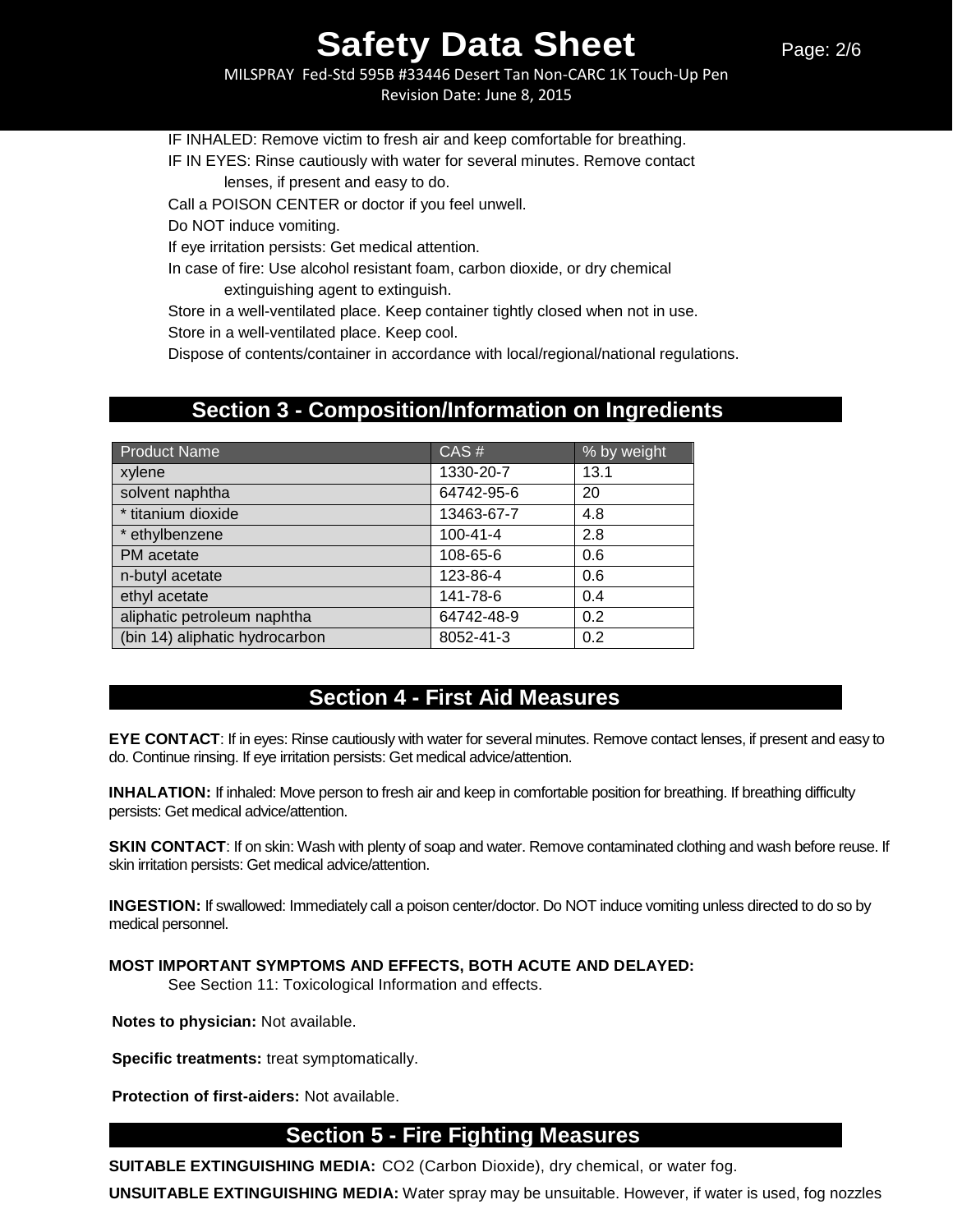IF INHALED: Remove victim to fresh air and keep comfortable for breathing.
IF IN EYES: Rinse cautiously with water for several minutes. Remove contact lenses, if present and easy to do.
Call a POISON CENTER or doctor if you feel unwell.
Do NOT induce vomiting.
If eye irritation persists: Get medical attention.
In case of fire: Use alcohol resistant foam, carbon dioxide, or dry chemical extinguishing agent to extinguish.
Store in a well-ventilated place. Keep container tightly closed when not in use.
Store in a well-ventilated place. Keep cool.
Dispose of contents/container in accordance with local/regional/national regulations.

## Section 3 - Composition/Information on Ingredients

| Product Name | CAS # | % by weight |
|---|---|---|
| xylene | 1330-20-7 | 13.1 |
| solvent naphtha | 64742-95-6 | 20 |
| * titanium dioxide | 13463-67-7 | 4.8 |
| * ethylbenzene | 100-41-4 | 2.8 |
| PM acetate | 108-65-6 | 0.6 |
| n-butyl acetate | 123-86-4 | 0.6 |
| ethyl acetate | 141-78-6 | 0.4 |
| aliphatic petroleum naphtha | 64742-48-9 | 0.2 |
| (bin 14) aliphatic hydrocarbon | 8052-41-3 | 0.2 |

## Section 4 - First Aid Measures

**EYE CONTACT**: If in eyes: Rinse cautiously with water for several minutes. Remove contact lenses, if present and easy to do. Continue rinsing. If eye irritation persists: Get medical advice/attention.

**INHALATION:** If inhaled: Move person to fresh air and keep in comfortable position for breathing. If breathing difficulty persists: Get medical advice/attention.

**SKIN CONTACT**: If on skin: Wash with plenty of soap and water. Remove contaminated clothing and wash before reuse. If skin irritation persists: Get medical advice/attention.

**INGESTION:** If swallowed: Immediately call a poison center/doctor. Do NOT induce vomiting unless directed to do so by medical personnel.

**MOST IMPORTANT SYMPTOMS AND EFFECTS, BOTH ACUTE AND DELAYED:**
See Section 11: Toxicological Information and effects.

**Notes to physician:** Not available.

**Specific treatments:** treat symptomatically.

**Protection of first-aiders:** Not available.

## Section 5 - Fire Fighting Measures

**SUITABLE EXTINGUISHING MEDIA:** $CO_2$ (Carbon Dioxide), dry chemical, or water fog.

**UNSUITABLE EXTINGUISHING MEDIA:** Water spray may be unsuitable. However, if water is used, fog nozzles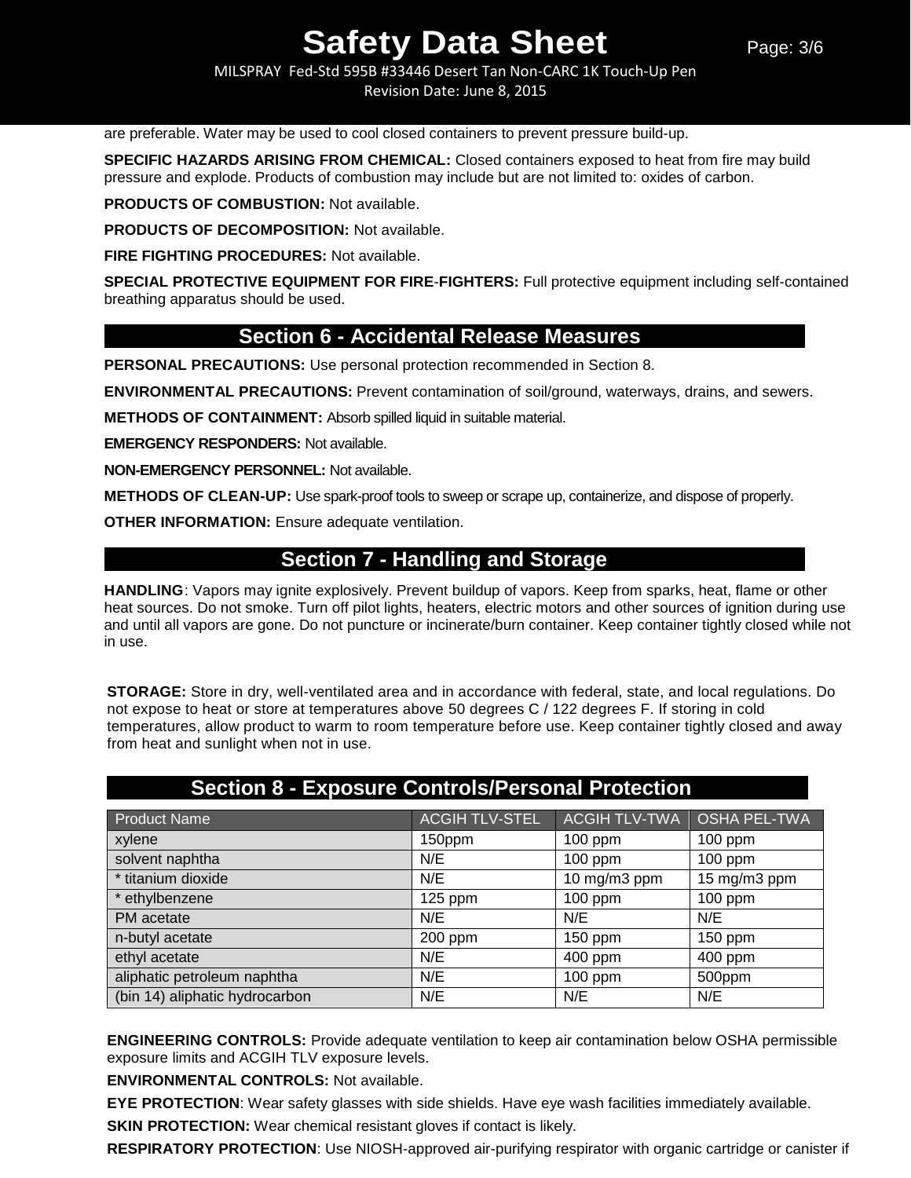are preferable. Water may be used to cool closed containers to prevent pressure build-up.

**SPECIFIC HAZARDS ARISING FROM CHEMICAL:** Closed containers exposed to heat from fire may build pressure and explode. Products of combustion may include but are not limited to: oxides of carbon.

**PRODUCTS OF COMBUSTION:** Not available.

**PRODUCTS OF DECOMPOSITION:** Not available.

**FIRE FIGHTING PROCEDURES:** Not available.

**SPECIAL PROTECTIVE EQUIPMENT FOR FIRE-FIGHTERS:** Full protective equipment including self-contained breathing apparatus should be used.

## Section 6 - Accidental Release Measures

**PERSONAL PRECAUTIONS:** Use personal protection recommended in Section 8.

**ENVIRONMENTAL PRECAUTIONS:** Prevent contamination of soil/ground, waterways, drains, and sewers.

**METHODS OF CONTAINMENT:** Absorb spilled liquid in suitable material.

**EMERGENCY RESPONDERS:** Not available.

**NON-EMERGENCY PERSONNEL:** Not available.

**METHODS OF CLEAN-UP:** Use spark-proof tools to sweep or scrape up, containerize, and dispose of properly.

**OTHER INFORMATION:** Ensure adequate ventilation.

## Section 7 - Handling and Storage

**HANDLING**: Vapors may ignite explosively. Prevent buildup of vapors. Keep from sparks, heat, flame or other heat sources. Do not smoke. Turn off pilot lights, heaters, electric motors and other sources of ignition during use and until all vapors are gone. Do not puncture or incinerate/burn container. Keep container tightly closed while not in use.

**STORAGE:** Store in dry, well-ventilated area and in accordance with federal, state, and local regulations. Do not expose to heat or store at temperatures above 50 degrees C / 122 degrees F. If storing in cold temperatures, allow product to warm to room temperature before use. Keep container tightly closed and away from heat and sunlight when not in use.

## Section 8 - Exposure Controls/Personal Protection

| Product Name | ACGIH TLV-STEL | ACGIH TLV-TWA | OSHA PEL-TWA |
|---|---|---|---|
| xylene | 150ppm | 100 ppm | 100 ppm |
| solvent naphtha | N/E | 100 ppm | 100 ppm |
| * titanium dioxide | N/E | 10 mg/m3 ppm | 15 mg/m3 ppm |
| * ethylbenzene | 125 ppm | 100 ppm | 100 ppm |
| PM acetate | N/E | N/E | N/E |
| n-butyl acetate | 200 ppm | 150 ppm | 150 ppm |
| ethyl acetate | N/E | 400 ppm | 400 ppm |
| aliphatic petroleum naphtha | N/E | 100 ppm | 500ppm |
| (bin 14) aliphatic hydrocarbon | N/E | N/E | N/E |

**ENGINEERING CONTROLS:** Provide adequate ventilation to keep air contamination below OSHA permissible exposure limits and ACGIH TLV exposure levels.

**ENVIRONMENTAL CONTROLS:** Not available.

**EYE PROTECTION**: Wear safety glasses with side shields. Have eye wash facilities immediately available.

**SKIN PROTECTION:** Wear chemical resistant gloves if contact is likely.

**RESPIRATORY PROTECTION**: Use NIOSH-approved air-purifying respirator with organic cartridge or canister if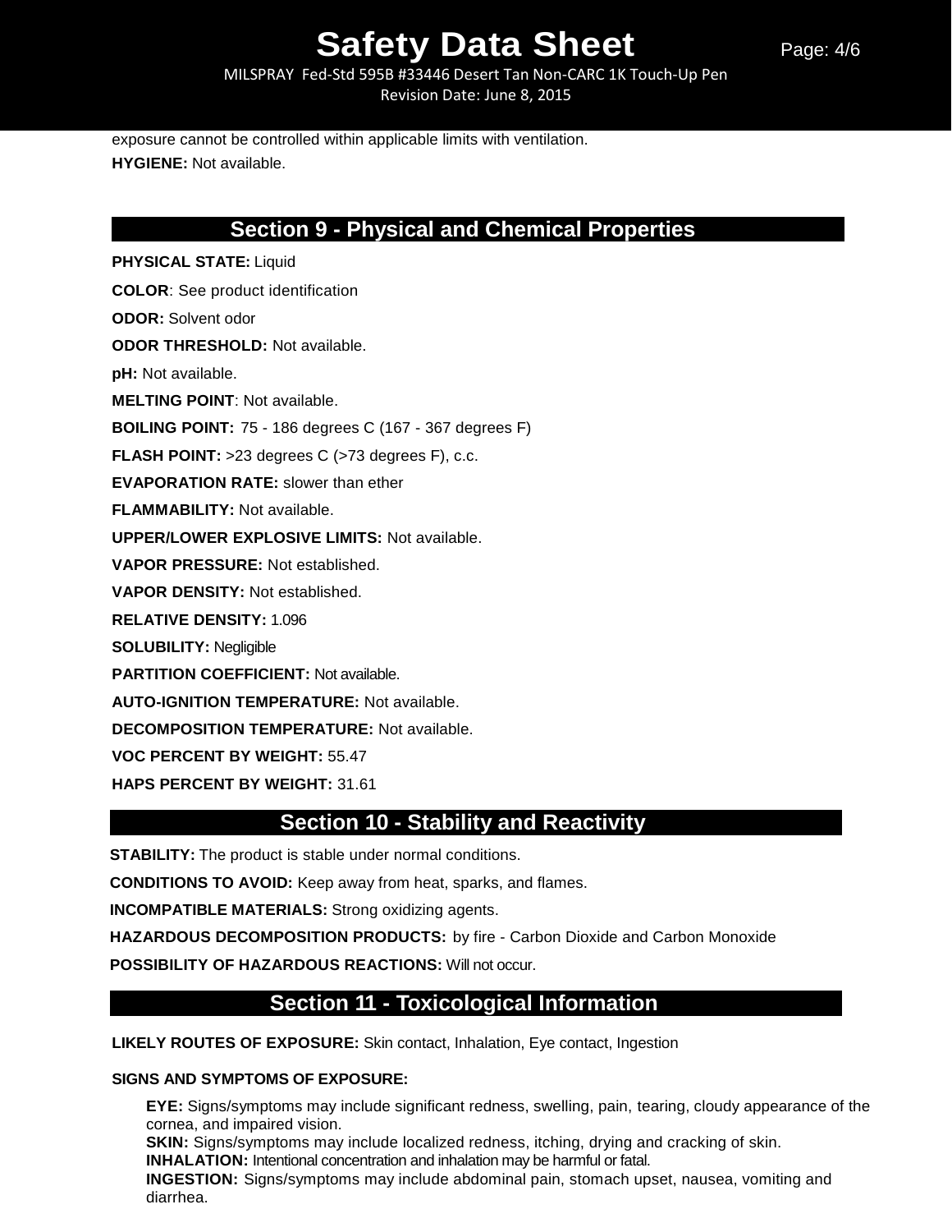exposure cannot be controlled within applicable limits with ventilation.

**HYGIENE:** Not available.

## Section 9 - Physical and Chemical Properties

**PHYSICAL STATE:** Liquid

**COLOR**: See product identification

**ODOR:** Solvent odor

**ODOR THRESHOLD:** Not available.

**pH:** Not available.

**MELTING POINT**: Not available.

**BOILING POINT:** 75 - 186 degrees C (167 - 367 degrees F)

**FLASH POINT:** >23 degrees C (>73 degrees F), c.c.

**EVAPORATION RATE:** slower than ether

**FLAMMABILITY:** Not available.

**UPPER/LOWER EXPLOSIVE LIMITS:** Not available.

**VAPOR PRESSURE:** Not established.

**VAPOR DENSITY:** Not established.

**RELATIVE DENSITY:** 1.096

**SOLUBILITY:** Negligible

**PARTITION COEFFICIENT:** Not available.

**AUTO-IGNITION TEMPERATURE:** Not available.

**DECOMPOSITION TEMPERATURE:** Not available.

**VOC PERCENT BY WEIGHT:** 55.47

**HAPS PERCENT BY WEIGHT:** 31.61

## Section 10 - Stability and Reactivity

**STABILITY:** The product is stable under normal conditions.

**CONDITIONS TO AVOID:** Keep away from heat, sparks, and flames.

**INCOMPATIBLE MATERIALS:** Strong oxidizing agents.

**HAZARDOUS DECOMPOSITION PRODUCTS:** by fire - Carbon Dioxide and Carbon Monoxide

**POSSIBILITY OF HAZARDOUS REACTIONS:** Will not occur.

## Section 11 - Toxicological Information

**LIKELY ROUTES OF EXPOSURE:** Skin contact, Inhalation, Eye contact, Ingestion

**SIGNS AND SYMPTOMS OF EXPOSURE:**

**EYE:** Signs/symptoms may include significant redness, swelling, pain, tearing, cloudy appearance of the cornea, and impaired vision.
**SKIN:** Signs/symptoms may include localized redness, itching, drying and cracking of skin.
**INHALATION:** Intentional concentration and inhalation may be harmful or fatal.
**INGESTION:** Signs/symptoms may include abdominal pain, stomach upset, nausea, vomiting and diarrhea.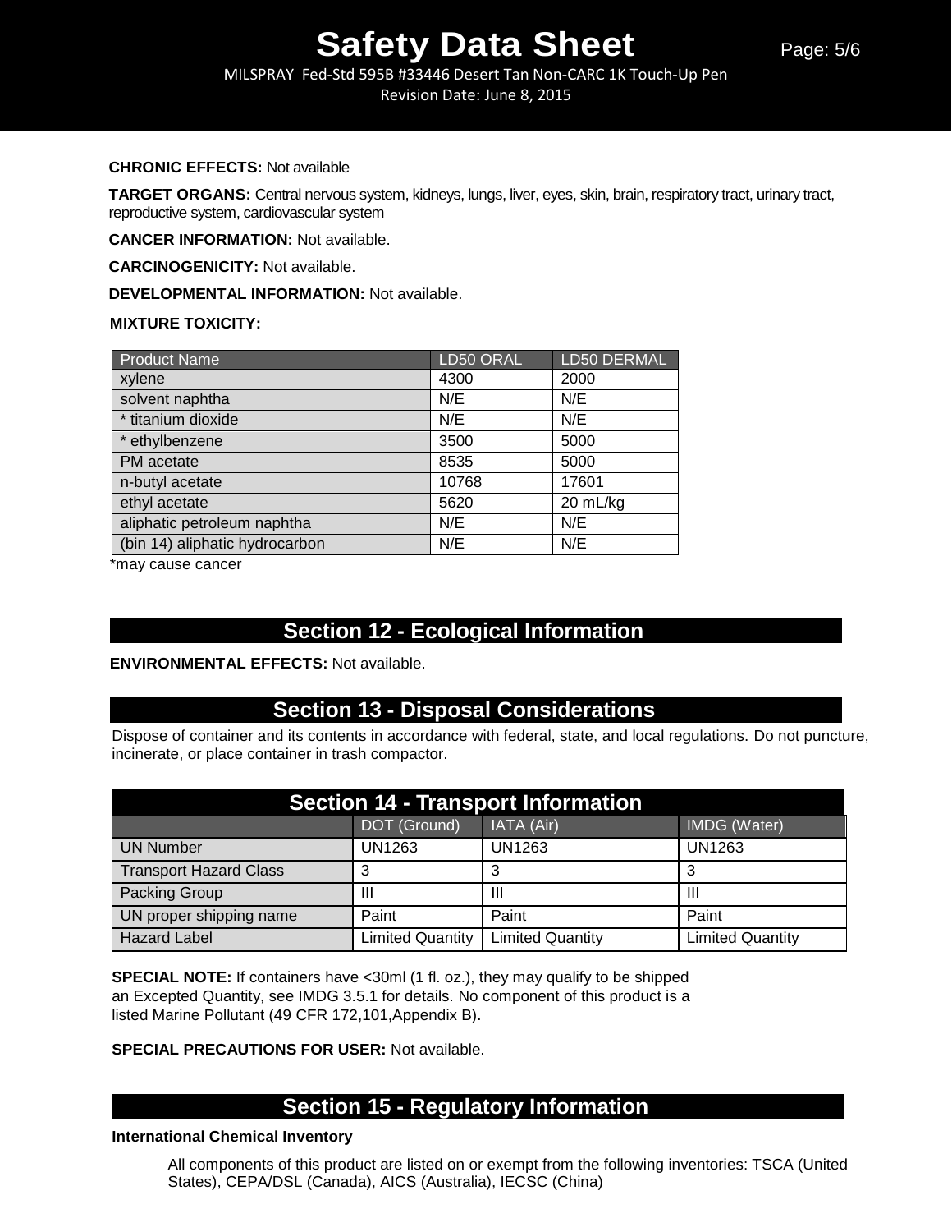**CHRONIC EFFECTS:** Not available

**TARGET ORGANS:** Central nervous system, kidneys, lungs, liver, eyes, skin, brain, respiratory tract, urinary tract, reproductive system, cardiovascular system

**CANCER INFORMATION:** Not available.

**CARCINOGENICITY:** Not available.

**DEVELOPMENTAL INFORMATION:** Not available.

**MIXTURE TOXICITY:**

| Product Name | LD50 ORAL | LD50 DERMAL |
|---|---|---|
| xylene | 4300 | 2000 |
| solvent naphtha | N/E | N/E |
| * titanium dioxide | N/E | N/E |
| * ethylbenzene | 3500 | 5000 |
| PM acetate | 8535 | 5000 |
| n-butyl acetate | 10768 | 17601 |
| ethyl acetate | 5620 | 20 mL/kg |
| aliphatic petroleum naphtha | N/E | N/E |
| (bin 14) aliphatic hydrocarbon | N/E | N/E |

*may cause cancer

## Section 12 - Ecological Information

**ENVIRONMENTAL EFFECTS:** Not available.

## Section 13 - Disposal Considerations

Dispose of container and its contents in accordance with federal, state, and local regulations. Do not puncture, incinerate, or place container in trash compactor.

## Section 14 - Transport Information

| | DOT (Ground) | IATA (Air) | IMDG (Water) |
|---|---|---|---|
| UN Number | UN1263 | UN1263 | UN1263 |
| Transport Hazard Class | 3 | 3 | 3 |
| Packing Group | III | III | III |
| UN proper shipping name | Paint | Paint | Paint |
| Hazard Label | Limited Quantity | Limited Quantity | Limited Quantity |

**SPECIAL NOTE:** If containers have <30ml (1 fl. oz.), they may qualify to be shipped an Excepted Quantity, see IMDG 3.5.1 for details. No component of this product is a listed Marine Pollutant (49 CFR 172,101,Appendix B).

**SPECIAL PRECAUTIONS FOR USER:** Not available.

## Section 15 - Regulatory Information

**International Chemical Inventory**

All components of this product are listed on or exempt from the following inventories: TSCA (United States), CEPA/DSL (Canada), AICS (Australia), IECSC (China)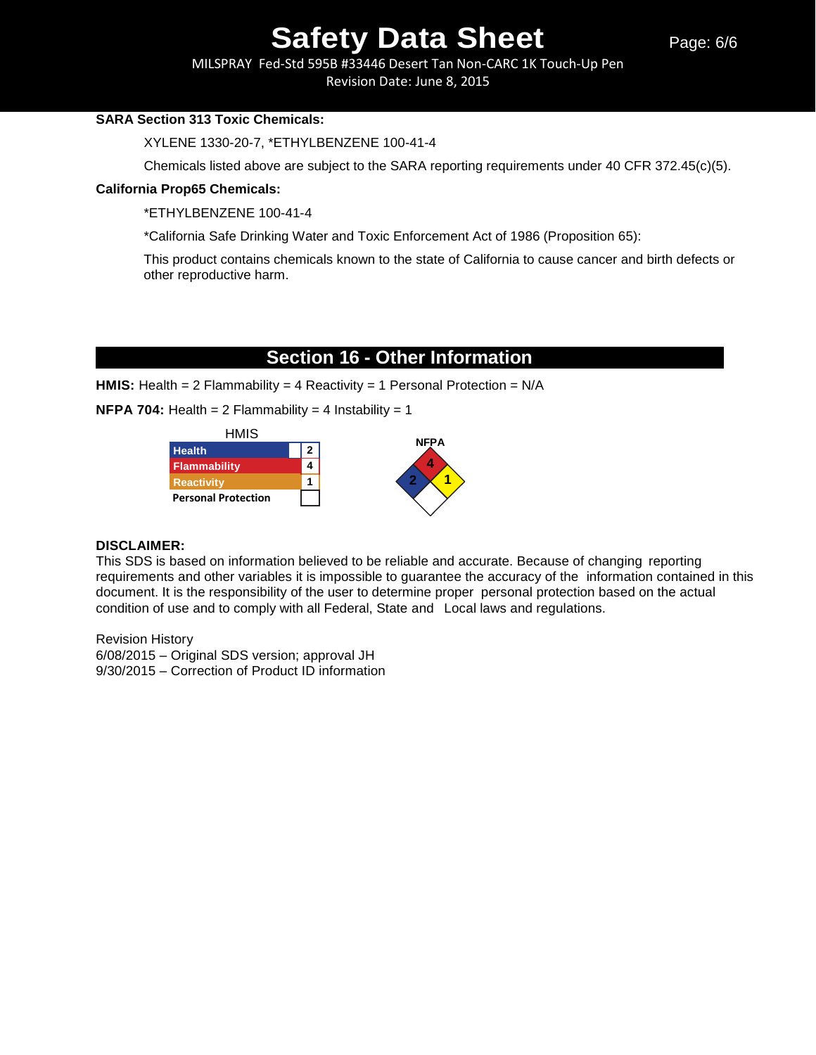**SARA Section 313 Toxic Chemicals:**

XYLENE 1330-20-7, *ETHYLBENZENE 100-41-4

Chemicals listed above are subject to the SARA reporting requirements under 40 CFR 372.45(c)(5).

**California Prop65 Chemicals:**

*ETHYLBENZENE 100-41-4

*California Safe Drinking Water and Toxic Enforcement Act of 1986 (Proposition 65):

This product contains chemicals known to the state of California to cause cancer and birth defects or other reproductive harm.

## Section 16 - Other Information

**HMIS:** Health = 2 Flammability = 4 Reactivity = 1 Personal Protection = N/A

**NFPA 704:** Health = 2 Flammability = 4 Instability = 1

HMIS

| | |
|---|---|
| Health | 2 |
| Flammability | 4 |
| Reactivity | 1 |
| Personal Protection | |

NFPA

4

2

1

**DISCLAIMER:**
This SDS is based on information believed to be reliable and accurate. Because of changing reporting requirements and other variables it is impossible to guarantee the accuracy of the information contained in this document. It is the responsibility of the user to determine proper personal protection based on the actual condition of use and to comply with all Federal, State and Local laws and regulations.

Revision History
6/08/2015 – Original SDS version; approval JH
9/30/2015 – Correction of Product ID information